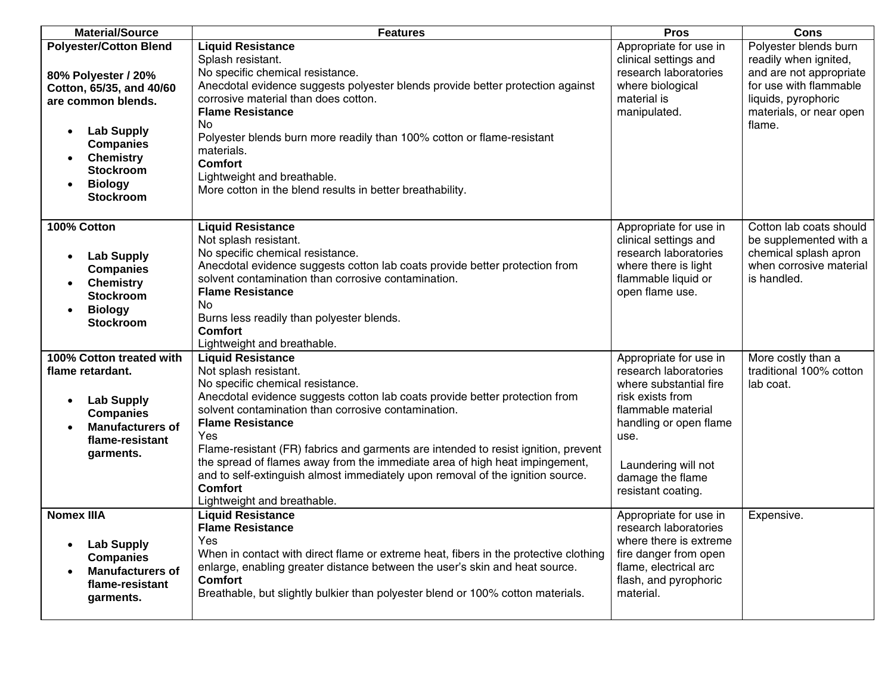| Material/Source | Features | Pros | Cons |
|---|---|---|---|
| **Polyester/Cotton Blend**<br><br>**80% Polyester / 20% Cotton, 65/35, and 40/60 are common blends.**<br><br>• **Lab Supply Companies**<br>• **Chemistry Stockroom**<br>• **Biology Stockroom** | **Liquid Resistance**<br>Splash resistant.<br>No specific chemical resistance.<br>Anecdotal evidence suggests polyester blends provide better protection against corrosive material than does cotton.<br>**Flame Resistance**<br>No<br>Polyester blends burn more readily than 100% cotton or flame-resistant materials.<br>**Comfort**<br>Lightweight and breathable.<br>More cotton in the blend results in better breathability. | Appropriate for use in clinical settings and research laboratories where biological material is manipulated. | Polyester blends burn readily when ignited, and are not appropriate for use with flammable liquids, pyrophoric materials, or near open flame. |
| **100% Cotton**<br><br>• **Lab Supply Companies**<br>• **Chemistry Stockroom**<br>• **Biology Stockroom** | **Liquid Resistance**<br>Not splash resistant.<br>No specific chemical resistance.<br>Anecdotal evidence suggests cotton lab coats provide better protection from solvent contamination than corrosive contamination.<br>**Flame Resistance**<br>No<br>Burns less readily than polyester blends.<br>**Comfort**<br>Lightweight and breathable. | Appropriate for use in clinical settings and research laboratories where there is light flammable liquid or open flame use. | Cotton lab coats should be supplemented with a chemical splash apron when corrosive material is handled. |
| **100% Cotton treated with flame retardant.**<br><br>• **Lab Supply Companies**<br>• **Manufacturers of flame-resistant garments.** | **Liquid Resistance**<br>Not splash resistant.<br>No specific chemical resistance.<br>Anecdotal evidence suggests cotton lab coats provide better protection from solvent contamination than corrosive contamination.<br>**Flame Resistance**<br>Yes<br>Flame-resistant (FR) fabrics and garments are intended to resist ignition, prevent the spread of flames away from the immediate area of high heat impingement, and to self-extinguish almost immediately upon removal of the ignition source.<br>**Comfort**<br>Lightweight and breathable. | Appropriate for use in research laboratories where substantial fire risk exists from flammable material handling or open flame use.<br><br>Laundering will not damage the flame resistant coating. | More costly than a traditional 100% cotton lab coat. |
| **Nomex IIIA**<br><br>• **Lab Supply Companies**<br>• **Manufacturers of flame-resistant garments.** | **Liquid Resistance**<br>**Flame Resistance**<br>Yes<br>When in contact with direct flame or extreme heat, fibers in the protective clothing enlarge, enabling greater distance between the user's skin and heat source.<br>**Comfort**<br>Breathable, but slightly bulkier than polyester blend or 100% cotton materials. | Appropriate for use in research laboratories where there is extreme fire danger from open flame, electrical arc flash, and pyrophoric material. | Expensive. |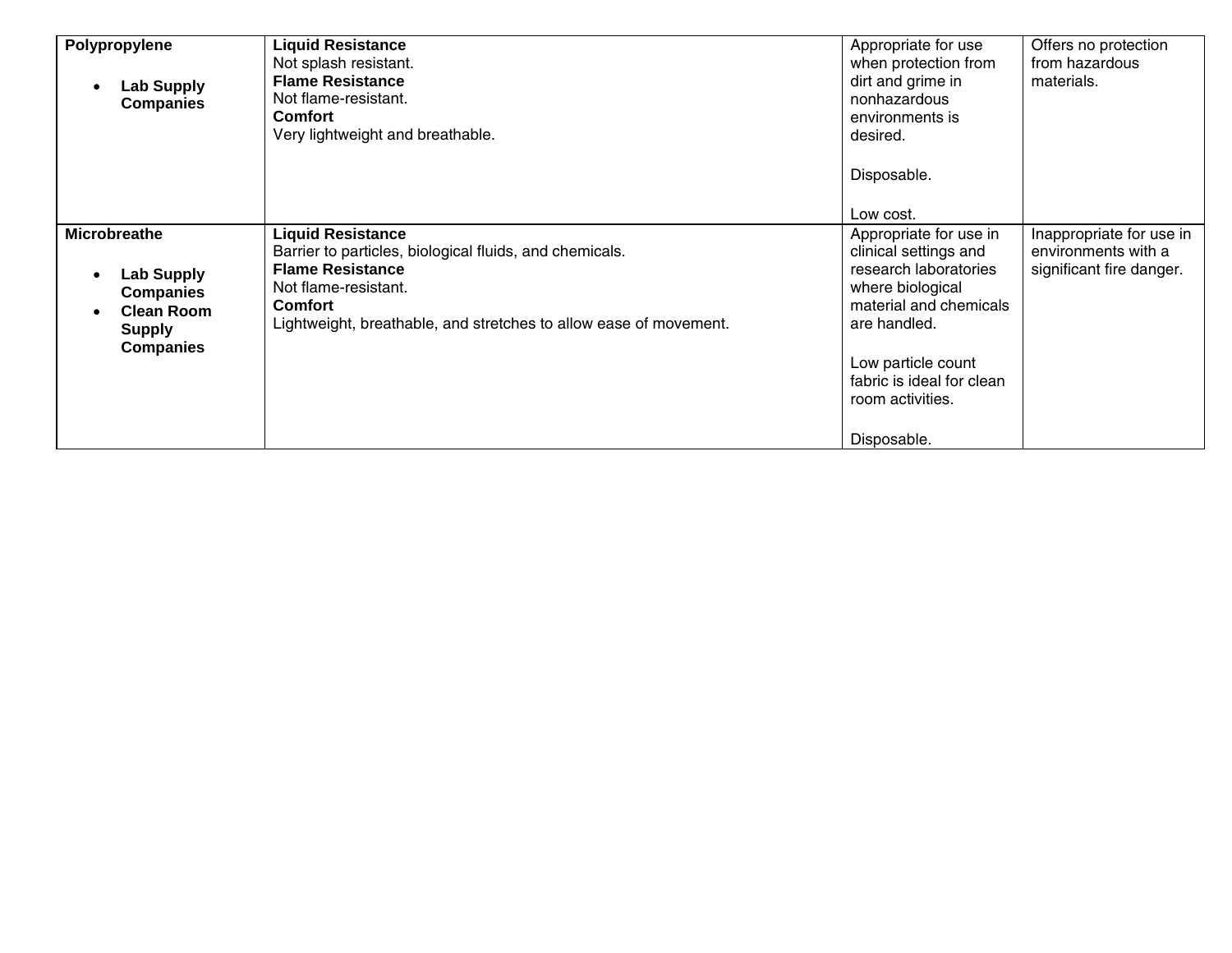| | | | |
|---|---|---|---|
| **Polypropylene**<br><br>• **Lab Supply Companies** | **Liquid Resistance**<br>Not splash resistant.<br>**Flame Resistance**<br>Not flame-resistant.<br>**Comfort**<br>Very lightweight and breathable. | Appropriate for use when protection from dirt and grime in nonhazardous environments is desired.<br><br>Disposable.<br><br>Low cost. | Offers no protection from hazardous materials. |
| **Microbreathe**<br><br>• **Lab Supply Companies**<br>• **Clean Room Supply Companies** | **Liquid Resistance**<br>Barrier to particles, biological fluids, and chemicals.<br>**Flame Resistance**<br>Not flame-resistant.<br>**Comfort**<br>Lightweight, breathable, and stretches to allow ease of movement. | Appropriate for use in clinical settings and research laboratories where biological material and chemicals are handled.<br><br>Low particle count fabric is ideal for clean room activities.<br><br>Disposable. | Inappropriate for use in environments with a significant fire danger. |